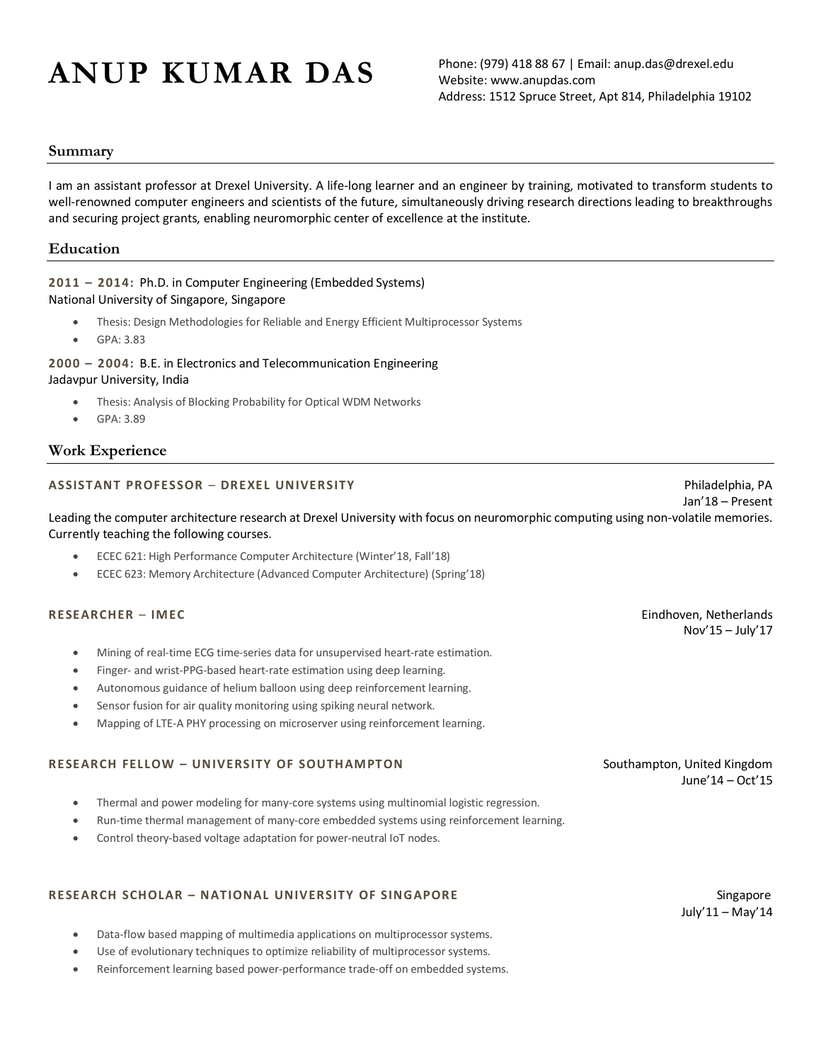# ANUP KUMAR DAS

Phone: (979) 418 88 67 | Email: anup.das@drexel.edu
Website: www.anupdas.com
Address: 1512 Spruce Street, Apt 814, Philadelphia 19102

## Summary

I am an assistant professor at Drexel University. A life-long learner and an engineer by training, motivated to transform students to well-renowned computer engineers and scientists of the future, simultaneously driving research directions leading to breakthroughs and securing project grants, enabling neuromorphic center of excellence at the institute.

## Education

**2011 – 2014:** Ph.D. in Computer Engineering (Embedded Systems)
National University of Singapore, Singapore

- Thesis: Design Methodologies for Reliable and Energy Efficient Multiprocessor Systems
- GPA: 3.83

**2000 – 2004:** B.E. in Electronics and Telecommunication Engineering
Jadavpur University, India

- Thesis: Analysis of Blocking Probability for Optical WDM Networks
- GPA: 3.89

## Work Experience

### ASSISTANT PROFESSOR – DREXEL UNIVERSITY

Philadelphia, PA
Jan'18 – Present

Leading the computer architecture research at Drexel University with focus on neuromorphic computing using non-volatile memories. Currently teaching the following courses.

- ECEC 621: High Performance Computer Architecture (Winter'18, Fall'18)
- ECEC 623: Memory Architecture (Advanced Computer Architecture) (Spring'18)

### RESEARCHER – IMEC

Eindhoven, Netherlands
Nov'15 – July'17

- Mining of real-time ECG time-series data for unsupervised heart-rate estimation.
- Finger- and wrist-PPG-based heart-rate estimation using deep learning.
- Autonomous guidance of helium balloon using deep reinforcement learning.
- Sensor fusion for air quality monitoring using spiking neural network.
- Mapping of LTE-A PHY processing on microserver using reinforcement learning.

### RESEARCH FELLOW – UNIVERSITY OF SOUTHAMPTON

Southampton, United Kingdom
June'14 – Oct'15

- Thermal and power modeling for many-core systems using multinomial logistic regression.
- Run-time thermal management of many-core embedded systems using reinforcement learning.
- Control theory-based voltage adaptation for power-neutral IoT nodes.

### RESEARCH SCHOLAR – NATIONAL UNIVERSITY OF SINGAPORE

Singapore
July'11 – May'14

- Data-flow based mapping of multimedia applications on multiprocessor systems.
- Use of evolutionary techniques to optimize reliability of multiprocessor systems.
- Reinforcement learning based power-performance trade-off on embedded systems.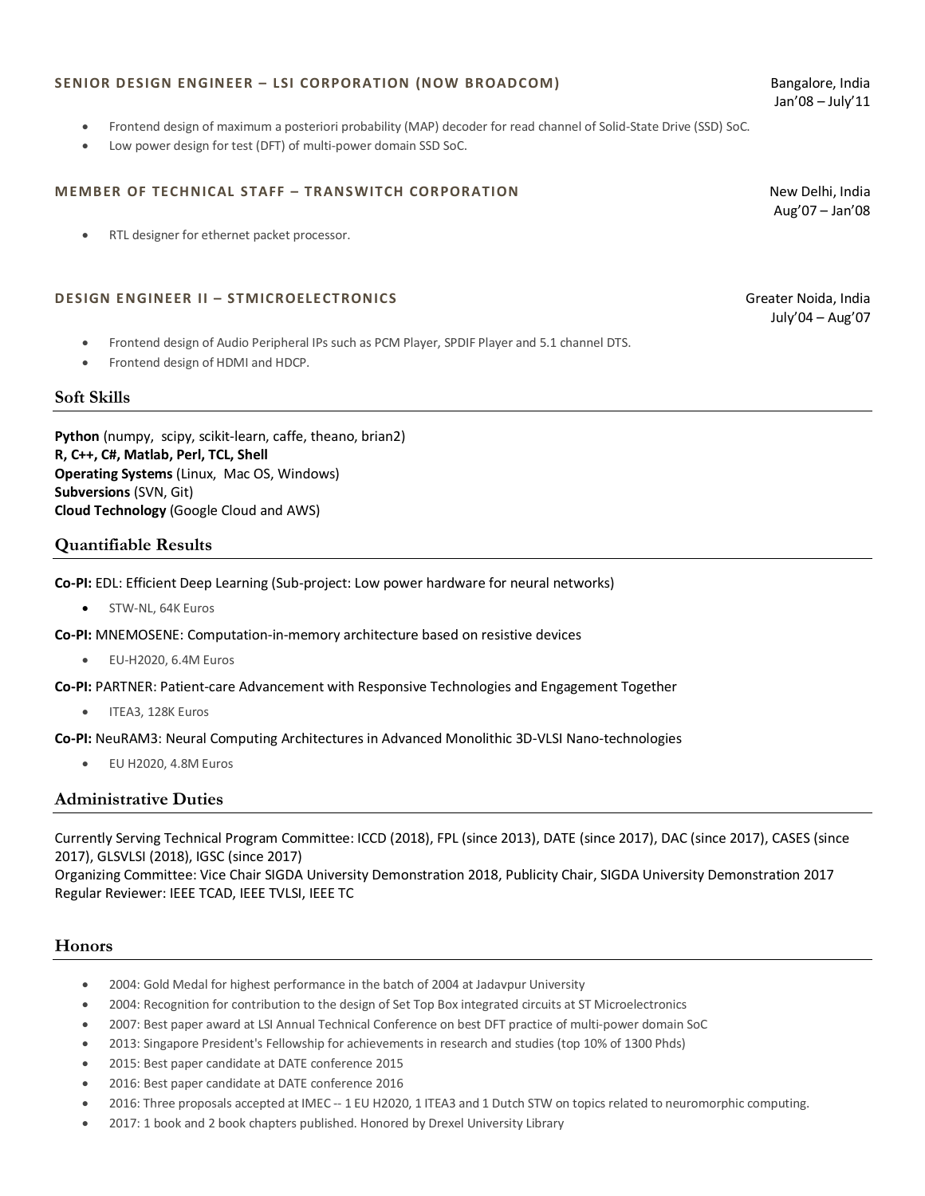### SENIOR DESIGN ENGINEER – LSI CORPORATION (NOW BROADCOM)

Bangalore, India
Jan'08 – July'11

- Frontend design of maximum a posteriori probability (MAP) decoder for read channel of Solid-State Drive (SSD) SoC.
- Low power design for test (DFT) of multi-power domain SSD SoC.

### MEMBER OF TECHNICAL STAFF – TRANSWITCH CORPORATION

New Delhi, India
Aug'07 – Jan'08

- RTL designer for ethernet packet processor.

### DESIGN ENGINEER II – STMICROELECTRONICS

Greater Noida, India
July'04 – Aug'07

- Frontend design of Audio Peripheral IPs such as PCM Player, SPDIF Player and 5.1 channel DTS.
- Frontend design of HDMI and HDCP.

## Soft Skills

**Python** (numpy, scipy, scikit-learn, caffe, theano, brian2)
**R, C++, C#, Matlab, Perl, TCL, Shell**
**Operating Systems** (Linux, Mac OS, Windows)
**Subversions** (SVN, Git)
**Cloud Technology** (Google Cloud and AWS)

## Quantifiable Results

**Co-PI:** EDL: Efficient Deep Learning (Sub-project: Low power hardware for neural networks)

- STW-NL, 64K Euros

**Co-PI:** MNEMOSENE: Computation-in-memory architecture based on resistive devices

- EU-H2020, 6.4M Euros

**Co-PI:** PARTNER: Patient-care Advancement with Responsive Technologies and Engagement Together

- ITEA3, 128K Euros

**Co-PI:** NeuRAM3: Neural Computing Architectures in Advanced Monolithic 3D-VLSI Nano-technologies

- EU H2020, 4.8M Euros

## Administrative Duties

Currently Serving Technical Program Committee: ICCD (2018), FPL (since 2013), DATE (since 2017), DAC (since 2017), CASES (since 2017), GLSVLSI (2018), IGSC (since 2017)
Organizing Committee: Vice Chair SIGDA University Demonstration 2018, Publicity Chair, SIGDA University Demonstration 2017
Regular Reviewer: IEEE TCAD, IEEE TVLSI, IEEE TC

## Honors

- 2004: Gold Medal for highest performance in the batch of 2004 at Jadavpur University
- 2004: Recognition for contribution to the design of Set Top Box integrated circuits at ST Microelectronics
- 2007: Best paper award at LSI Annual Technical Conference on best DFT practice of multi-power domain SoC
- 2013: Singapore President's Fellowship for achievements in research and studies (top 10% of 1300 Phds)
- 2015: Best paper candidate at DATE conference 2015
- 2016: Best paper candidate at DATE conference 2016
- 2016: Three proposals accepted at IMEC -- 1 EU H2020, 1 ITEA3 and 1 Dutch STW on topics related to neuromorphic computing.
- 2017: 1 book and 2 book chapters published. Honored by Drexel University Library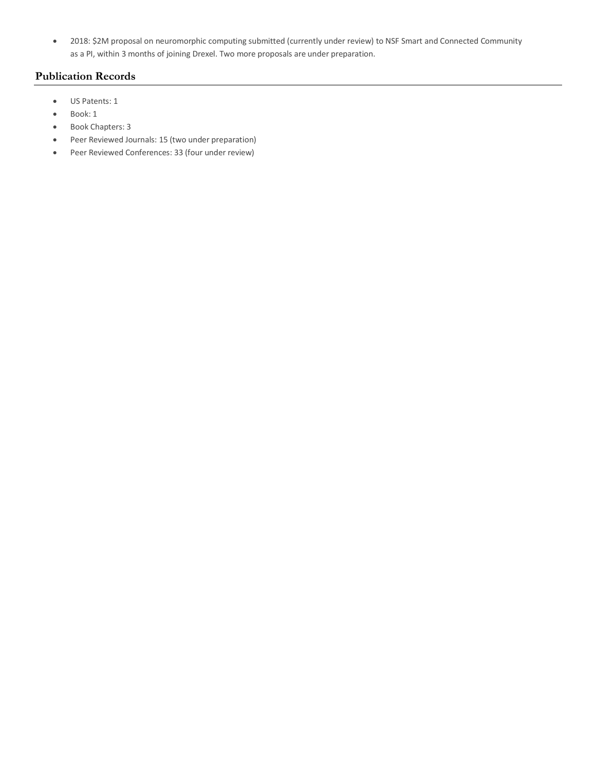- 2018: $2M proposal on neuromorphic computing submitted (currently under review) to NSF Smart and Connected Community as a PI, within 3 months of joining Drexel. Two more proposals are under preparation.

## Publication Records

- US Patents: 1
- Book: 1
- Book Chapters: 3
- Peer Reviewed Journals: 15 (two under preparation)
- Peer Reviewed Conferences: 33 (four under review)